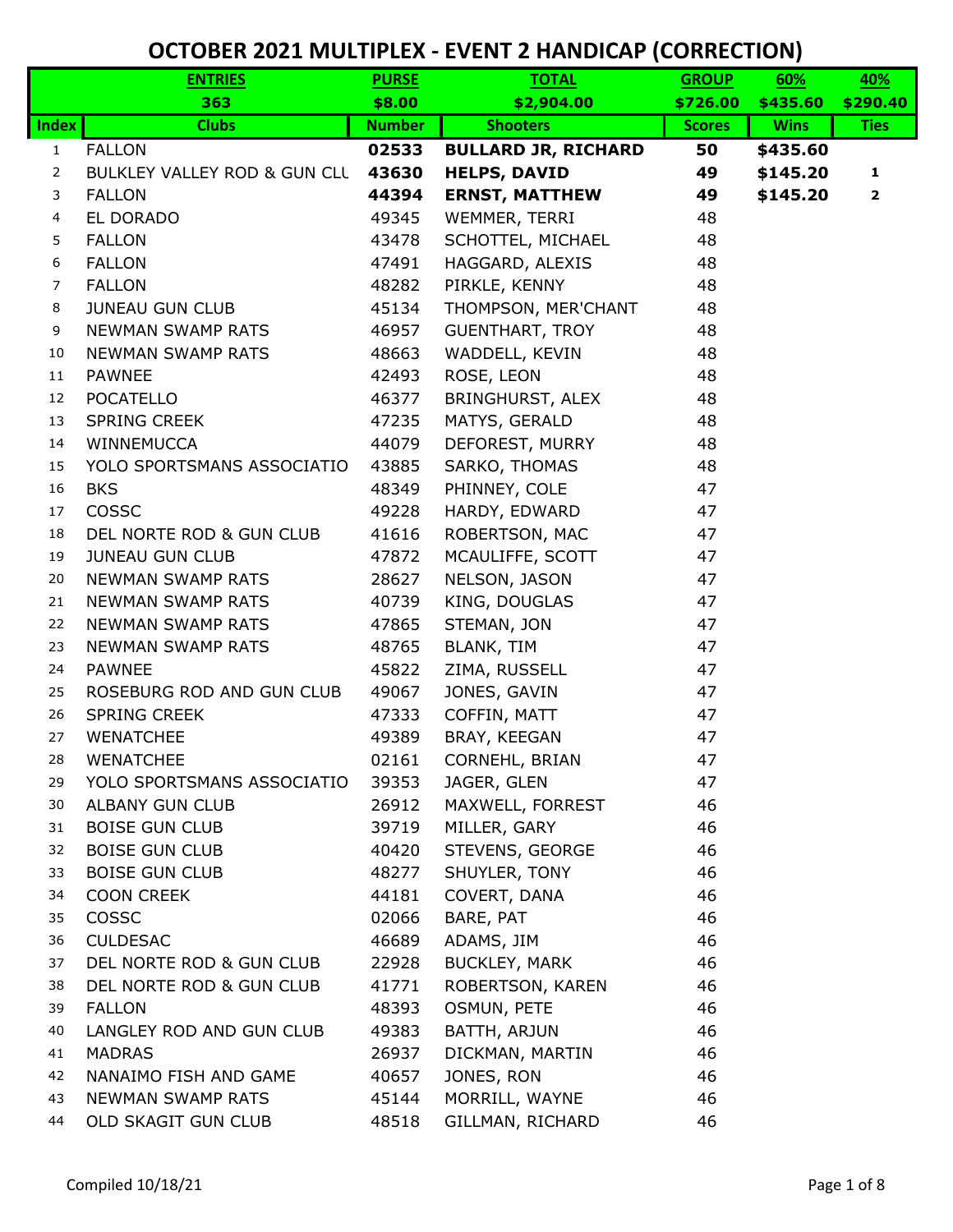# OCTOBER 2021 MULTIPLEX - EVENT 2 HANDICAP (CORRECTION)

| | ENTRIES | PURSE | TOTAL | GROUP | 60% | 40% |
|---|---|---|---|---|---|---|
| | 363 | $8.00 | $2,904.00 | $726.00 | $435.60 | $290.40 |
| **Index** | **Clubs** | **Number** | **Shooters** | **Scores** | **Wins** | **Ties** |
| 1 | FALLON | **02533** | **BULLARD JR, RICHARD** | **50** | **$435.60** | |
| 2 | BULKLEY VALLEY ROD & GUN CLU | **43630** | **HELPS, DAVID** | **49** | **$145.20** | **1** |
| 3 | FALLON | **44394** | **ERNST, MATTHEW** | **49** | **$145.20** | **2** |
| 4 | EL DORADO | 49345 | WEMMER, TERRI | 48 | | |
| 5 | FALLON | 43478 | SCHOTTEL, MICHAEL | 48 | | |
| 6 | FALLON | 47491 | HAGGARD, ALEXIS | 48 | | |
| 7 | FALLON | 48282 | PIRKLE, KENNY | 48 | | |
| 8 | JUNEAU GUN CLUB | 45134 | THOMPSON, MER'CHANT | 48 | | |
| 9 | NEWMAN SWAMP RATS | 46957 | GUENTHART, TROY | 48 | | |
| 10 | NEWMAN SWAMP RATS | 48663 | WADDELL, KEVIN | 48 | | |
| 11 | PAWNEE | 42493 | ROSE, LEON | 48 | | |
| 12 | POCATELLO | 46377 | BRINGHURST, ALEX | 48 | | |
| 13 | SPRING CREEK | 47235 | MATYS, GERALD | 48 | | |
| 14 | WINNEMUCCA | 44079 | DEFOREST, MURRY | 48 | | |
| 15 | YOLO SPORTSMANS ASSOCIATIO | 43885 | SARKO, THOMAS | 48 | | |
| 16 | BKS | 48349 | PHINNEY, COLE | 47 | | |
| 17 | COSSC | 49228 | HARDY, EDWARD | 47 | | |
| 18 | DEL NORTE ROD & GUN CLUB | 41616 | ROBERTSON, MAC | 47 | | |
| 19 | JUNEAU GUN CLUB | 47872 | MCAULIFFE, SCOTT | 47 | | |
| 20 | NEWMAN SWAMP RATS | 28627 | NELSON, JASON | 47 | | |
| 21 | NEWMAN SWAMP RATS | 40739 | KING, DOUGLAS | 47 | | |
| 22 | NEWMAN SWAMP RATS | 47865 | STEMAN, JON | 47 | | |
| 23 | NEWMAN SWAMP RATS | 48765 | BLANK, TIM | 47 | | |
| 24 | PAWNEE | 45822 | ZIMA, RUSSELL | 47 | | |
| 25 | ROSEBURG ROD AND GUN CLUB | 49067 | JONES, GAVIN | 47 | | |
| 26 | SPRING CREEK | 47333 | COFFIN, MATT | 47 | | |
| 27 | WENATCHEE | 49389 | BRAY, KEEGAN | 47 | | |
| 28 | WENATCHEE | 02161 | CORNEHL, BRIAN | 47 | | |
| 29 | YOLO SPORTSMANS ASSOCIATIO | 39353 | JAGER, GLEN | 47 | | |
| 30 | ALBANY GUN CLUB | 26912 | MAXWELL, FORREST | 46 | | |
| 31 | BOISE GUN CLUB | 39719 | MILLER, GARY | 46 | | |
| 32 | BOISE GUN CLUB | 40420 | STEVENS, GEORGE | 46 | | |
| 33 | BOISE GUN CLUB | 48277 | SHUYLER, TONY | 46 | | |
| 34 | COON CREEK | 44181 | COVERT, DANA | 46 | | |
| 35 | COSSC | 02066 | BARE, PAT | 46 | | |
| 36 | CULDESAC | 46689 | ADAMS, JIM | 46 | | |
| 37 | DEL NORTE ROD & GUN CLUB | 22928 | BUCKLEY, MARK | 46 | | |
| 38 | DEL NORTE ROD & GUN CLUB | 41771 | ROBERTSON, KAREN | 46 | | |
| 39 | FALLON | 48393 | OSMUN, PETE | 46 | | |
| 40 | LANGLEY ROD AND GUN CLUB | 49383 | BATTH, ARJUN | 46 | | |
| 41 | MADRAS | 26937 | DICKMAN, MARTIN | 46 | | |
| 42 | NANAIMO FISH AND GAME | 40657 | JONES, RON | 46 | | |
| 43 | NEWMAN SWAMP RATS | 45144 | MORRILL, WAYNE | 46 | | |
| 44 | OLD SKAGIT GUN CLUB | 48518 | GILLMAN, RICHARD | 46 | | |

Compiled 10/18/21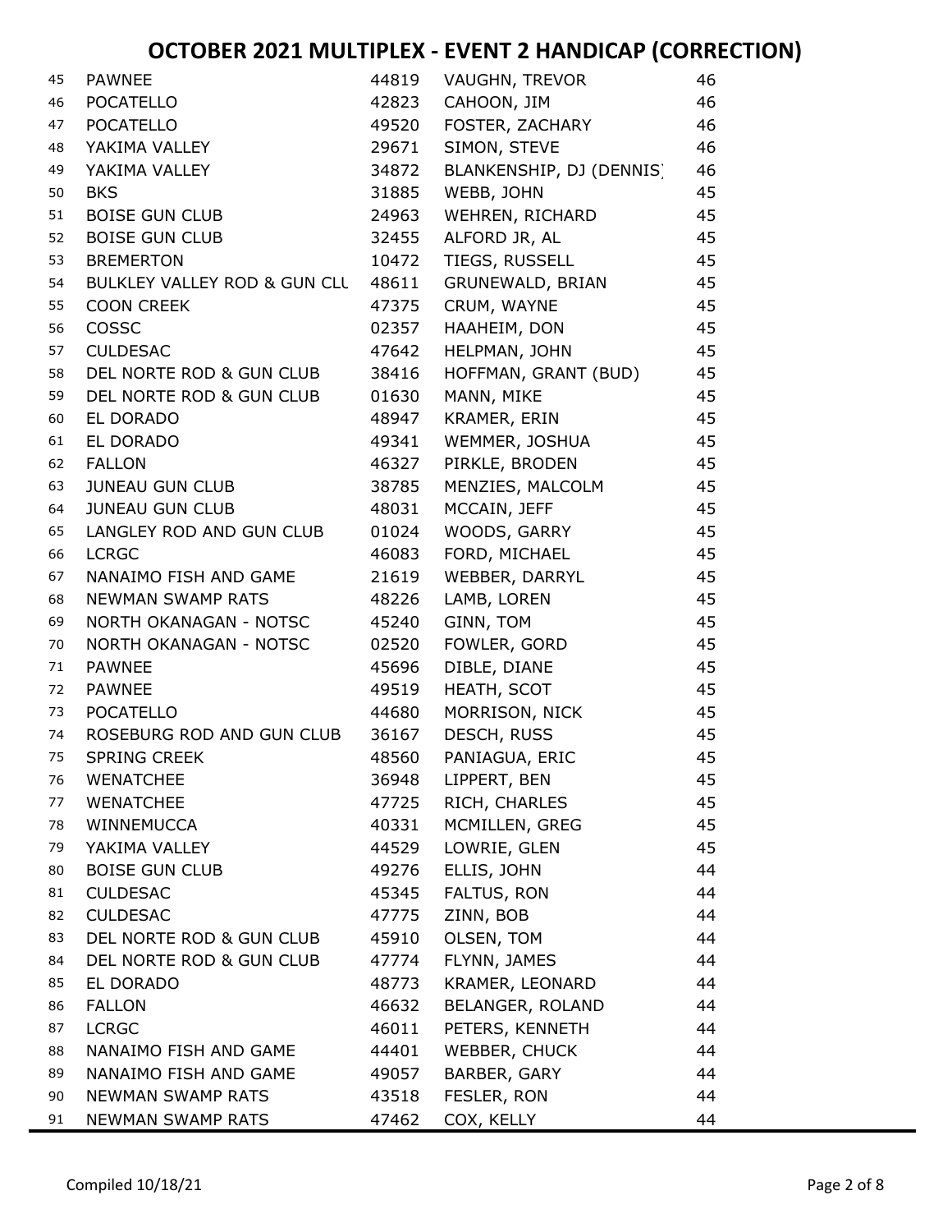# OCTOBER 2021 MULTIPLEX - EVENT 2 HANDICAP (CORRECTION)

| | | | | |
|---|---|---|---|---|
| 45 | PAWNEE | 44819 | VAUGHN, TREVOR | 46 |
| 46 | POCATELLO | 42823 | CAHOON, JIM | 46 |
| 47 | POCATELLO | 49520 | FOSTER, ZACHARY | 46 |
| 48 | YAKIMA VALLEY | 29671 | SIMON, STEVE | 46 |
| 49 | YAKIMA VALLEY | 34872 | BLANKENSHIP, DJ (DENNIS) | 46 |
| 50 | BKS | 31885 | WEBB, JOHN | 45 |
| 51 | BOISE GUN CLUB | 24963 | WEHREN, RICHARD | 45 |
| 52 | BOISE GUN CLUB | 32455 | ALFORD JR, AL | 45 |
| 53 | BREMERTON | 10472 | TIEGS, RUSSELL | 45 |
| 54 | BULKLEY VALLEY ROD & GUN CLU | 48611 | GRUNEWALD, BRIAN | 45 |
| 55 | COON CREEK | 47375 | CRUM, WAYNE | 45 |
| 56 | COSSC | 02357 | HAAHEIM, DON | 45 |
| 57 | CULDESAC | 47642 | HELPMAN, JOHN | 45 |
| 58 | DEL NORTE ROD & GUN CLUB | 38416 | HOFFMAN, GRANT (BUD) | 45 |
| 59 | DEL NORTE ROD & GUN CLUB | 01630 | MANN, MIKE | 45 |
| 60 | EL DORADO | 48947 | KRAMER, ERIN | 45 |
| 61 | EL DORADO | 49341 | WEMMER, JOSHUA | 45 |
| 62 | FALLON | 46327 | PIRKLE, BRODEN | 45 |
| 63 | JUNEAU GUN CLUB | 38785 | MENZIES, MALCOLM | 45 |
| 64 | JUNEAU GUN CLUB | 48031 | MCCAIN, JEFF | 45 |
| 65 | LANGLEY ROD AND GUN CLUB | 01024 | WOODS, GARRY | 45 |
| 66 | LCRGC | 46083 | FORD, MICHAEL | 45 |
| 67 | NANAIMO FISH AND GAME | 21619 | WEBBER, DARRYL | 45 |
| 68 | NEWMAN SWAMP RATS | 48226 | LAMB, LOREN | 45 |
| 69 | NORTH OKANAGAN - NOTSC | 45240 | GINN, TOM | 45 |
| 70 | NORTH OKANAGAN - NOTSC | 02520 | FOWLER, GORD | 45 |
| 71 | PAWNEE | 45696 | DIBLE, DIANE | 45 |
| 72 | PAWNEE | 49519 | HEATH, SCOT | 45 |
| 73 | POCATELLO | 44680 | MORRISON, NICK | 45 |
| 74 | ROSEBURG ROD AND GUN CLUB | 36167 | DESCH, RUSS | 45 |
| 75 | SPRING CREEK | 48560 | PANIAGUA, ERIC | 45 |
| 76 | WENATCHEE | 36948 | LIPPERT, BEN | 45 |
| 77 | WENATCHEE | 47725 | RICH, CHARLES | 45 |
| 78 | WINNEMUCCA | 40331 | MCMILLEN, GREG | 45 |
| 79 | YAKIMA VALLEY | 44529 | LOWRIE, GLEN | 45 |
| 80 | BOISE GUN CLUB | 49276 | ELLIS, JOHN | 44 |
| 81 | CULDESAC | 45345 | FALTUS, RON | 44 |
| 82 | CULDESAC | 47775 | ZINN, BOB | 44 |
| 83 | DEL NORTE ROD & GUN CLUB | 45910 | OLSEN, TOM | 44 |
| 84 | DEL NORTE ROD & GUN CLUB | 47774 | FLYNN, JAMES | 44 |
| 85 | EL DORADO | 48773 | KRAMER, LEONARD | 44 |
| 86 | FALLON | 46632 | BELANGER, ROLAND | 44 |
| 87 | LCRGC | 46011 | PETERS, KENNETH | 44 |
| 88 | NANAIMO FISH AND GAME | 44401 | WEBBER, CHUCK | 44 |
| 89 | NANAIMO FISH AND GAME | 49057 | BARBER, GARY | 44 |
| 90 | NEWMAN SWAMP RATS | 43518 | FESLER, RON | 44 |
| 91 | NEWMAN SWAMP RATS | 47462 | COX, KELLY | 44 |

Compiled 10/18/21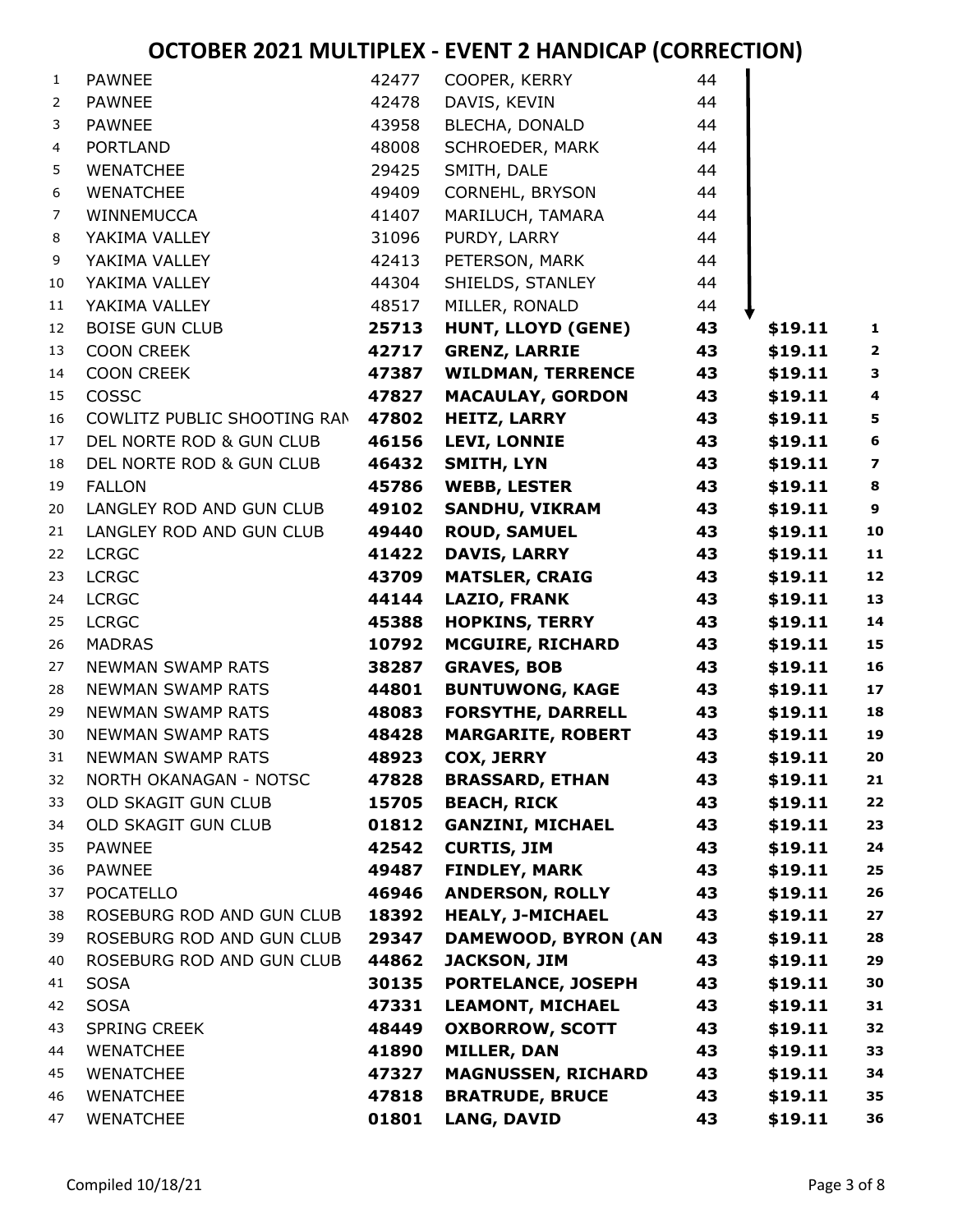# OCTOBER 2021 MULTIPLEX - EVENT 2 HANDICAP (CORRECTION)

| # | Club | ID | Name | Score | Amount | Place |
|---|---|---|---|---|---|---|
| 1 | PAWNEE | 42477 | COOPER, KERRY | 44 | | |
| 2 | PAWNEE | 42478 | DAVIS, KEVIN | 44 | | |
| 3 | PAWNEE | 43958 | BLECHA, DONALD | 44 | | |
| 4 | PORTLAND | 48008 | SCHROEDER, MARK | 44 | | |
| 5 | WENATCHEE | 29425 | SMITH, DALE | 44 | | |
| 6 | WENATCHEE | 49409 | CORNEHL, BRYSON | 44 | | |
| 7 | WINNEMUCCA | 41407 | MARILUCH, TAMARA | 44 | | |
| 8 | YAKIMA VALLEY | 31096 | PURDY, LARRY | 44 | | |
| 9 | YAKIMA VALLEY | 42413 | PETERSON, MARK | 44 | | |
| 10 | YAKIMA VALLEY | 44304 | SHIELDS, STANLEY | 44 | | |
| 11 | YAKIMA VALLEY | 48517 | MILLER, RONALD | 44 | | |
| 12 | BOISE GUN CLUB | **25713** | **HUNT, LLOYD (GENE)** | **43** | **$19.11** | **1** |
| 13 | COON CREEK | **42717** | **GRENZ, LARRIE** | **43** | **$19.11** | **2** |
| 14 | COON CREEK | **47387** | **WILDMAN, TERRENCE** | **43** | **$19.11** | **3** |
| 15 | COSSC | **47827** | **MACAULAY, GORDON** | **43** | **$19.11** | **4** |
| 16 | COWLITZ PUBLIC SHOOTING RAN | **47802** | **HEITZ, LARRY** | **43** | **$19.11** | **5** |
| 17 | DEL NORTE ROD & GUN CLUB | **46156** | **LEVI, LONNIE** | **43** | **$19.11** | **6** |
| 18 | DEL NORTE ROD & GUN CLUB | **46432** | **SMITH, LYN** | **43** | **$19.11** | **7** |
| 19 | FALLON | **45786** | **WEBB, LESTER** | **43** | **$19.11** | **8** |
| 20 | LANGLEY ROD AND GUN CLUB | **49102** | **SANDHU, VIKRAM** | **43** | **$19.11** | **9** |
| 21 | LANGLEY ROD AND GUN CLUB | **49440** | **ROUD, SAMUEL** | **43** | **$19.11** | **10** |
| 22 | LCRGC | **41422** | **DAVIS, LARRY** | **43** | **$19.11** | **11** |
| 23 | LCRGC | **43709** | **MATSLER, CRAIG** | **43** | **$19.11** | **12** |
| 24 | LCRGC | **44144** | **LAZIO, FRANK** | **43** | **$19.11** | **13** |
| 25 | LCRGC | **45388** | **HOPKINS, TERRY** | **43** | **$19.11** | **14** |
| 26 | MADRAS | **10792** | **MCGUIRE, RICHARD** | **43** | **$19.11** | **15** |
| 27 | NEWMAN SWAMP RATS | **38287** | **GRAVES, BOB** | **43** | **$19.11** | **16** |
| 28 | NEWMAN SWAMP RATS | **44801** | **BUNTUWONG, KAGE** | **43** | **$19.11** | **17** |
| 29 | NEWMAN SWAMP RATS | **48083** | **FORSYTHE, DARRELL** | **43** | **$19.11** | **18** |
| 30 | NEWMAN SWAMP RATS | **48428** | **MARGARITE, ROBERT** | **43** | **$19.11** | **19** |
| 31 | NEWMAN SWAMP RATS | **48923** | **COX, JERRY** | **43** | **$19.11** | **20** |
| 32 | NORTH OKANAGAN - NOTSC | **47828** | **BRASSARD, ETHAN** | **43** | **$19.11** | **21** |
| 33 | OLD SKAGIT GUN CLUB | **15705** | **BEACH, RICK** | **43** | **$19.11** | **22** |
| 34 | OLD SKAGIT GUN CLUB | **01812** | **GANZINI, MICHAEL** | **43** | **$19.11** | **23** |
| 35 | PAWNEE | **42542** | **CURTIS, JIM** | **43** | **$19.11** | **24** |
| 36 | PAWNEE | **49487** | **FINDLEY, MARK** | **43** | **$19.11** | **25** |
| 37 | POCATELLO | **46946** | **ANDERSON, ROLLY** | **43** | **$19.11** | **26** |
| 38 | ROSEBURG ROD AND GUN CLUB | **18392** | **HEALY, J-MICHAEL** | **43** | **$19.11** | **27** |
| 39 | ROSEBURG ROD AND GUN CLUB | **29347** | **DAMEWOOD, BYRON (AN** | **43** | **$19.11** | **28** |
| 40 | ROSEBURG ROD AND GUN CLUB | **44862** | **JACKSON, JIM** | **43** | **$19.11** | **29** |
| 41 | SOSA | **30135** | **PORTELANCE, JOSEPH** | **43** | **$19.11** | **30** |
| 42 | SOSA | **47331** | **LEAMONT, MICHAEL** | **43** | **$19.11** | **31** |
| 43 | SPRING CREEK | **48449** | **OXBORROW, SCOTT** | **43** | **$19.11** | **32** |
| 44 | WENATCHEE | **41890** | **MILLER, DAN** | **43** | **$19.11** | **33** |
| 45 | WENATCHEE | **47327** | **MAGNUSSEN, RICHARD** | **43** | **$19.11** | **34** |
| 46 | WENATCHEE | **47818** | **BRATRUDE, BRUCE** | **43** | **$19.11** | **35** |
| 47 | WENATCHEE | **01801** | **LANG, DAVID** | **43** | **$19.11** | **36** |

Compiled 10/18/21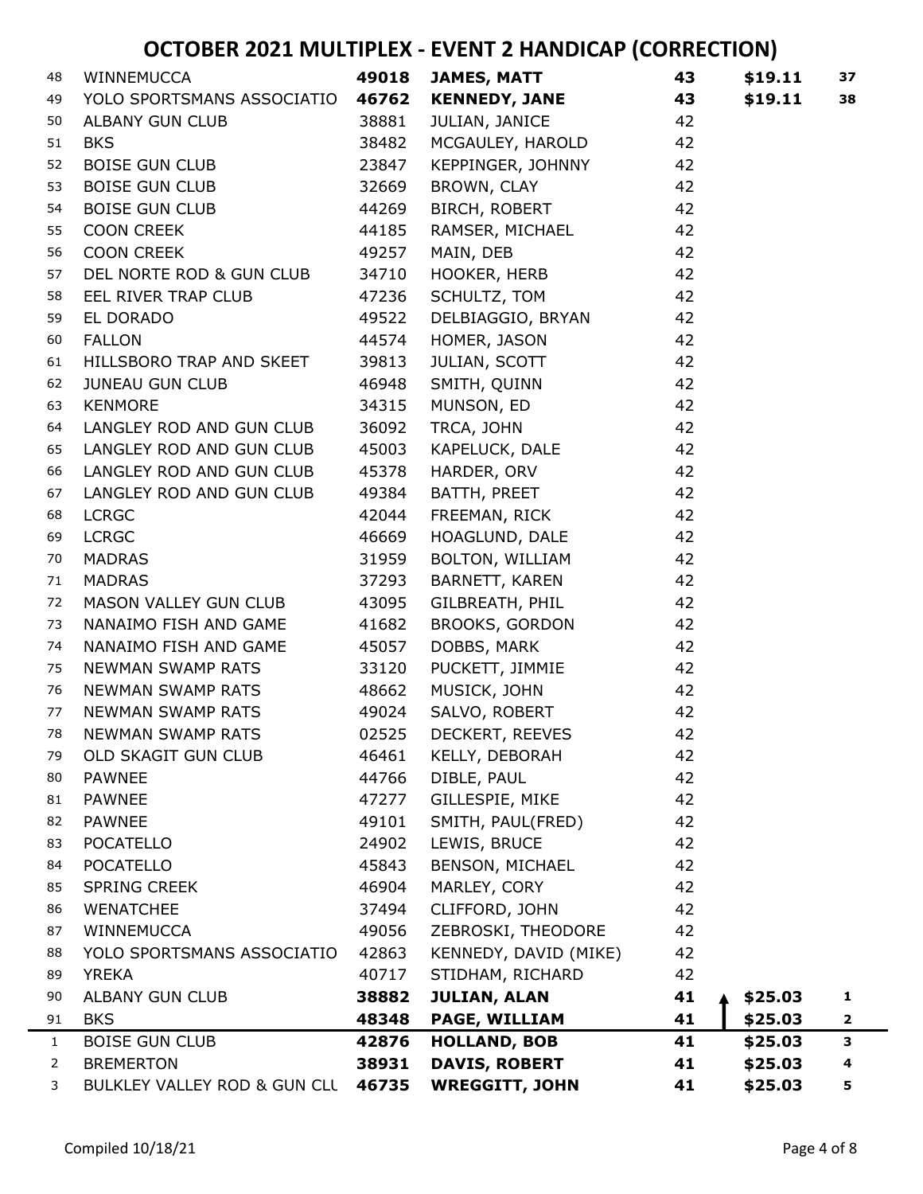# OCTOBER 2021 MULTIPLEX - EVENT 2 HANDICAP (CORRECTION)

| # | Club | ID | Name | Score | Amount | Place |
|---|---|---|---|---|---|---|
| 48 | WINNEMUCCA | **49018** | **JAMES, MATT** | **43** | **$19.11** | **37** |
| 49 | YOLO SPORTSMANS ASSOCIATIO | **46762** | **KENNEDY, JANE** | **43** | **$19.11** | **38** |
| 50 | ALBANY GUN CLUB | 38881 | JULIAN, JANICE | 42 | | |
| 51 | BKS | 38482 | MCGAULEY, HAROLD | 42 | | |
| 52 | BOISE GUN CLUB | 23847 | KEPPINGER, JOHNNY | 42 | | |
| 53 | BOISE GUN CLUB | 32669 | BROWN, CLAY | 42 | | |
| 54 | BOISE GUN CLUB | 44269 | BIRCH, ROBERT | 42 | | |
| 55 | COON CREEK | 44185 | RAMSER, MICHAEL | 42 | | |
| 56 | COON CREEK | 49257 | MAIN, DEB | 42 | | |
| 57 | DEL NORTE ROD & GUN CLUB | 34710 | HOOKER, HERB | 42 | | |
| 58 | EEL RIVER TRAP CLUB | 47236 | SCHULTZ, TOM | 42 | | |
| 59 | EL DORADO | 49522 | DELBIAGGIO, BRYAN | 42 | | |
| 60 | FALLON | 44574 | HOMER, JASON | 42 | | |
| 61 | HILLSBORO TRAP AND SKEET | 39813 | JULIAN, SCOTT | 42 | | |
| 62 | JUNEAU GUN CLUB | 46948 | SMITH, QUINN | 42 | | |
| 63 | KENMORE | 34315 | MUNSON, ED | 42 | | |
| 64 | LANGLEY ROD AND GUN CLUB | 36092 | TRCA, JOHN | 42 | | |
| 65 | LANGLEY ROD AND GUN CLUB | 45003 | KAPELUCK, DALE | 42 | | |
| 66 | LANGLEY ROD AND GUN CLUB | 45378 | HARDER, ORV | 42 | | |
| 67 | LANGLEY ROD AND GUN CLUB | 49384 | BATTH, PREET | 42 | | |
| 68 | LCRGC | 42044 | FREEMAN, RICK | 42 | | |
| 69 | LCRGC | 46669 | HOAGLUND, DALE | 42 | | |
| 70 | MADRAS | 31959 | BOLTON, WILLIAM | 42 | | |
| 71 | MADRAS | 37293 | BARNETT, KAREN | 42 | | |
| 72 | MASON VALLEY GUN CLUB | 43095 | GILBREATH, PHIL | 42 | | |
| 73 | NANAIMO FISH AND GAME | 41682 | BROOKS, GORDON | 42 | | |
| 74 | NANAIMO FISH AND GAME | 45057 | DOBBS, MARK | 42 | | |
| 75 | NEWMAN SWAMP RATS | 33120 | PUCKETT, JIMMIE | 42 | | |
| 76 | NEWMAN SWAMP RATS | 48662 | MUSICK, JOHN | 42 | | |
| 77 | NEWMAN SWAMP RATS | 49024 | SALVO, ROBERT | 42 | | |
| 78 | NEWMAN SWAMP RATS | 02525 | DECKERT, REEVES | 42 | | |
| 79 | OLD SKAGIT GUN CLUB | 46461 | KELLY, DEBORAH | 42 | | |
| 80 | PAWNEE | 44766 | DIBLE, PAUL | 42 | | |
| 81 | PAWNEE | 47277 | GILLESPIE, MIKE | 42 | | |
| 82 | PAWNEE | 49101 | SMITH, PAUL(FRED) | 42 | | |
| 83 | POCATELLO | 24902 | LEWIS, BRUCE | 42 | | |
| 84 | POCATELLO | 45843 | BENSON, MICHAEL | 42 | | |
| 85 | SPRING CREEK | 46904 | MARLEY, CORY | 42 | | |
| 86 | WENATCHEE | 37494 | CLIFFORD, JOHN | 42 | | |
| 87 | WINNEMUCCA | 49056 | ZEBROSKI, THEODORE | 42 | | |
| 88 | YOLO SPORTSMANS ASSOCIATIO | 42863 | KENNEDY, DAVID (MIKE) | 42 | | |
| 89 | YREKA | 40717 | STIDHAM, RICHARD | 42 | | |
| 90 | ALBANY GUN CLUB | **38882** | **JULIAN, ALAN** | **41** | **$25.03** | **1** |
| 91 | BKS | **48348** | **PAGE, WILLIAM** | **41** | **$25.03** | **2** |
| 1 | BOISE GUN CLUB | **42876** | **HOLLAND, BOB** | **41** | **$25.03** | **3** |
| 2 | BREMERTON | **38931** | **DAVIS, ROBERT** | **41** | **$25.03** | **4** |
| 3 | BULKLEY VALLEY ROD & GUN CLU | **46735** | **WREGGITT, JOHN** | **41** | **$25.03** | **5** |

Compiled 10/18/21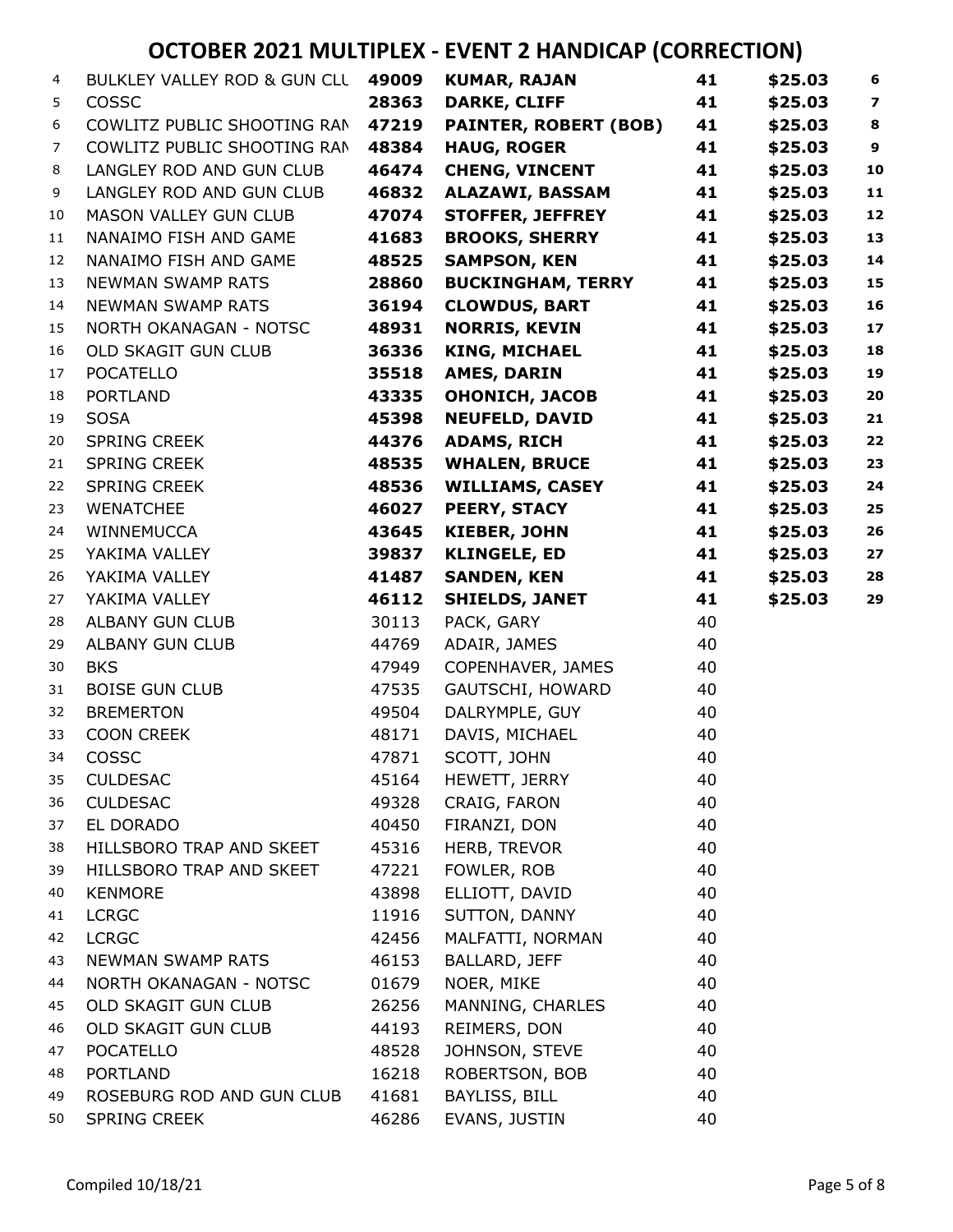# OCTOBER 2021 MULTIPLEX - EVENT 2 HANDICAP (CORRECTION)

| | | | | | | |
|---|---|---|---|---|---|---|
| 4 | BULKLEY VALLEY ROD & GUN CLU | **49009** | **KUMAR, RAJAN** | **41** | **$25.03** | **6** |
| 5 | COSSC | **28363** | **DARKE, CLIFF** | **41** | **$25.03** | **7** |
| 6 | COWLITZ PUBLIC SHOOTING RAN | **47219** | **PAINTER, ROBERT (BOB)** | **41** | **$25.03** | **8** |
| 7 | COWLITZ PUBLIC SHOOTING RAN | **48384** | **HAUG, ROGER** | **41** | **$25.03** | **9** |
| 8 | LANGLEY ROD AND GUN CLUB | **46474** | **CHENG, VINCENT** | **41** | **$25.03** | **10** |
| 9 | LANGLEY ROD AND GUN CLUB | **46832** | **ALAZAWI, BASSAM** | **41** | **$25.03** | **11** |
| 10 | MASON VALLEY GUN CLUB | **47074** | **STOFFER, JEFFREY** | **41** | **$25.03** | **12** |
| 11 | NANAIMO FISH AND GAME | **41683** | **BROOKS, SHERRY** | **41** | **$25.03** | **13** |
| 12 | NANAIMO FISH AND GAME | **48525** | **SAMPSON, KEN** | **41** | **$25.03** | **14** |
| 13 | NEWMAN SWAMP RATS | **28860** | **BUCKINGHAM, TERRY** | **41** | **$25.03** | **15** |
| 14 | NEWMAN SWAMP RATS | **36194** | **CLOWDUS, BART** | **41** | **$25.03** | **16** |
| 15 | NORTH OKANAGAN - NOTSC | **48931** | **NORRIS, KEVIN** | **41** | **$25.03** | **17** |
| 16 | OLD SKAGIT GUN CLUB | **36336** | **KING, MICHAEL** | **41** | **$25.03** | **18** |
| 17 | POCATELLO | **35518** | **AMES, DARIN** | **41** | **$25.03** | **19** |
| 18 | PORTLAND | **43335** | **OHONICH, JACOB** | **41** | **$25.03** | **20** |
| 19 | SOSA | **45398** | **NEUFELD, DAVID** | **41** | **$25.03** | **21** |
| 20 | SPRING CREEK | **44376** | **ADAMS, RICH** | **41** | **$25.03** | **22** |
| 21 | SPRING CREEK | **48535** | **WHALEN, BRUCE** | **41** | **$25.03** | **23** |
| 22 | SPRING CREEK | **48536** | **WILLIAMS, CASEY** | **41** | **$25.03** | **24** |
| 23 | WENATCHEE | **46027** | **PEERY, STACY** | **41** | **$25.03** | **25** |
| 24 | WINNEMUCCA | **43645** | **KIEBER, JOHN** | **41** | **$25.03** | **26** |
| 25 | YAKIMA VALLEY | **39837** | **KLINGELE, ED** | **41** | **$25.03** | **27** |
| 26 | YAKIMA VALLEY | **41487** | **SANDEN, KEN** | **41** | **$25.03** | **28** |
| 27 | YAKIMA VALLEY | **46112** | **SHIELDS, JANET** | **41** | **$25.03** | **29** |
| 28 | ALBANY GUN CLUB | 30113 | PACK, GARY | 40 | | |
| 29 | ALBANY GUN CLUB | 44769 | ADAIR, JAMES | 40 | | |
| 30 | BKS | 47949 | COPENHAVER, JAMES | 40 | | |
| 31 | BOISE GUN CLUB | 47535 | GAUTSCHI, HOWARD | 40 | | |
| 32 | BREMERTON | 49504 | DALRYMPLE, GUY | 40 | | |
| 33 | COON CREEK | 48171 | DAVIS, MICHAEL | 40 | | |
| 34 | COSSC | 47871 | SCOTT, JOHN | 40 | | |
| 35 | CULDESAC | 45164 | HEWETT, JERRY | 40 | | |
| 36 | CULDESAC | 49328 | CRAIG, FARON | 40 | | |
| 37 | EL DORADO | 40450 | FIRANZI, DON | 40 | | |
| 38 | HILLSBORO TRAP AND SKEET | 45316 | HERB, TREVOR | 40 | | |
| 39 | HILLSBORO TRAP AND SKEET | 47221 | FOWLER, ROB | 40 | | |
| 40 | KENMORE | 43898 | ELLIOTT, DAVID | 40 | | |
| 41 | LCRGC | 11916 | SUTTON, DANNY | 40 | | |
| 42 | LCRGC | 42456 | MALFATTI, NORMAN | 40 | | |
| 43 | NEWMAN SWAMP RATS | 46153 | BALLARD, JEFF | 40 | | |
| 44 | NORTH OKANAGAN - NOTSC | 01679 | NOER, MIKE | 40 | | |
| 45 | OLD SKAGIT GUN CLUB | 26256 | MANNING, CHARLES | 40 | | |
| 46 | OLD SKAGIT GUN CLUB | 44193 | REIMERS, DON | 40 | | |
| 47 | POCATELLO | 48528 | JOHNSON, STEVE | 40 | | |
| 48 | PORTLAND | 16218 | ROBERTSON, BOB | 40 | | |
| 49 | ROSEBURG ROD AND GUN CLUB | 41681 | BAYLISS, BILL | 40 | | |
| 50 | SPRING CREEK | 46286 | EVANS, JUSTIN | 40 | | |

Compiled 10/18/21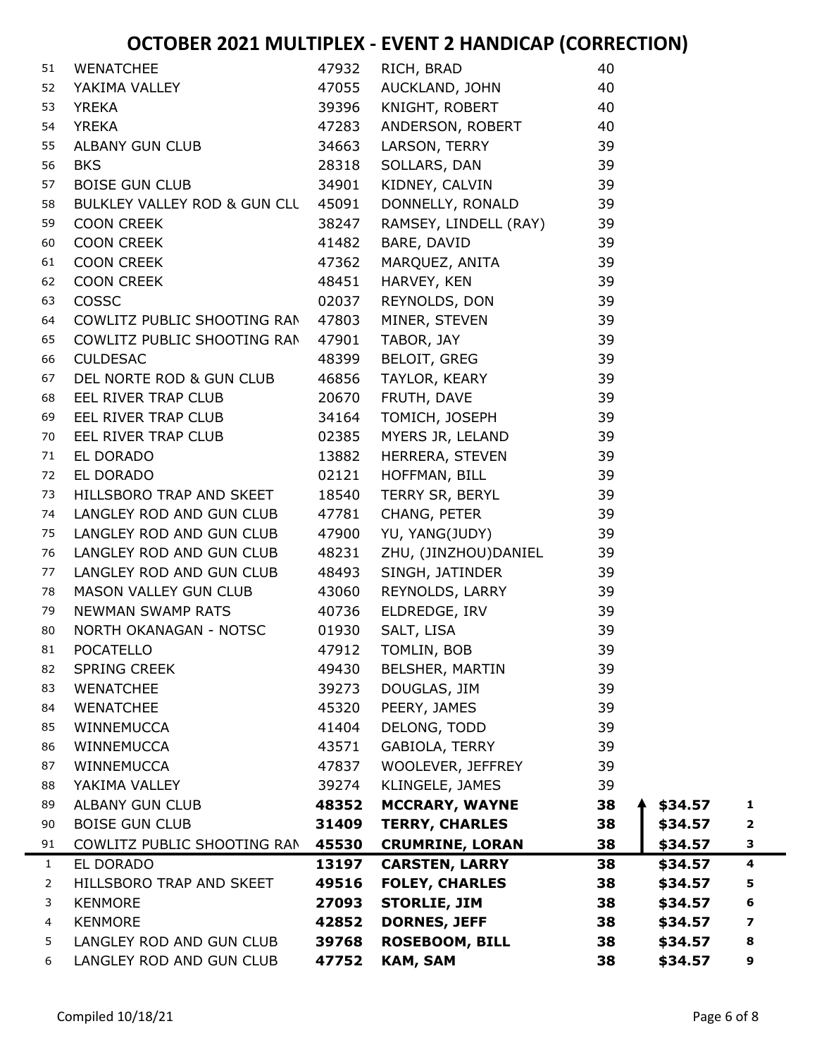# OCTOBER 2021 MULTIPLEX - EVENT 2 HANDICAP (CORRECTION)

| | | | | | | |
|---|---|---|---|---|---|---|
| 51 | WENATCHEE | 47932 | RICH, BRAD | 40 | | |
| 52 | YAKIMA VALLEY | 47055 | AUCKLAND, JOHN | 40 | | |
| 53 | YREKA | 39396 | KNIGHT, ROBERT | 40 | | |
| 54 | YREKA | 47283 | ANDERSON, ROBERT | 40 | | |
| 55 | ALBANY GUN CLUB | 34663 | LARSON, TERRY | 39 | | |
| 56 | BKS | 28318 | SOLLARS, DAN | 39 | | |
| 57 | BOISE GUN CLUB | 34901 | KIDNEY, CALVIN | 39 | | |
| 58 | BULKLEY VALLEY ROD & GUN CLU | 45091 | DONNELLY, RONALD | 39 | | |
| 59 | COON CREEK | 38247 | RAMSEY, LINDELL (RAY) | 39 | | |
| 60 | COON CREEK | 41482 | BARE, DAVID | 39 | | |
| 61 | COON CREEK | 47362 | MARQUEZ, ANITA | 39 | | |
| 62 | COON CREEK | 48451 | HARVEY, KEN | 39 | | |
| 63 | COSSC | 02037 | REYNOLDS, DON | 39 | | |
| 64 | COWLITZ PUBLIC SHOOTING RAN | 47803 | MINER, STEVEN | 39 | | |
| 65 | COWLITZ PUBLIC SHOOTING RAN | 47901 | TABOR, JAY | 39 | | |
| 66 | CULDESAC | 48399 | BELOIT, GREG | 39 | | |
| 67 | DEL NORTE ROD & GUN CLUB | 46856 | TAYLOR, KEARY | 39 | | |
| 68 | EEL RIVER TRAP CLUB | 20670 | FRUTH, DAVE | 39 | | |
| 69 | EEL RIVER TRAP CLUB | 34164 | TOMICH, JOSEPH | 39 | | |
| 70 | EEL RIVER TRAP CLUB | 02385 | MYERS JR, LELAND | 39 | | |
| 71 | EL DORADO | 13882 | HERRERA, STEVEN | 39 | | |
| 72 | EL DORADO | 02121 | HOFFMAN, BILL | 39 | | |
| 73 | HILLSBORO TRAP AND SKEET | 18540 | TERRY SR, BERYL | 39 | | |
| 74 | LANGLEY ROD AND GUN CLUB | 47781 | CHANG, PETER | 39 | | |
| 75 | LANGLEY ROD AND GUN CLUB | 47900 | YU, YANG(JUDY) | 39 | | |
| 76 | LANGLEY ROD AND GUN CLUB | 48231 | ZHU, (JINZHOU)DANIEL | 39 | | |
| 77 | LANGLEY ROD AND GUN CLUB | 48493 | SINGH, JATINDER | 39 | | |
| 78 | MASON VALLEY GUN CLUB | 43060 | REYNOLDS, LARRY | 39 | | |
| 79 | NEWMAN SWAMP RATS | 40736 | ELDREDGE, IRV | 39 | | |
| 80 | NORTH OKANAGAN - NOTSC | 01930 | SALT, LISA | 39 | | |
| 81 | POCATELLO | 47912 | TOMLIN, BOB | 39 | | |
| 82 | SPRING CREEK | 49430 | BELSHER, MARTIN | 39 | | |
| 83 | WENATCHEE | 39273 | DOUGLAS, JIM | 39 | | |
| 84 | WENATCHEE | 45320 | PEERY, JAMES | 39 | | |
| 85 | WINNEMUCCA | 41404 | DELONG, TODD | 39 | | |
| 86 | WINNEMUCCA | 43571 | GABIOLA, TERRY | 39 | | |
| 87 | WINNEMUCCA | 47837 | WOOLEVER, JEFFREY | 39 | | |
| 88 | YAKIMA VALLEY | 39274 | KLINGELE, JAMES | 39 | | |
| 89 | ALBANY GUN CLUB | **48352** | **MCCRARY, WAYNE** | **38** | **$34.57** | **1** |
| 90 | BOISE GUN CLUB | **31409** | **TERRY, CHARLES** | **38** | **$34.57** | **2** |
| 91 | COWLITZ PUBLIC SHOOTING RAN | **45530** | **CRUMRINE, LORAN** | **38** | **$34.57** | **3** |
| 1 | EL DORADO | **13197** | **CARSTEN, LARRY** | **38** | **$34.57** | **4** |
| 2 | HILLSBORO TRAP AND SKEET | **49516** | **FOLEY, CHARLES** | **38** | **$34.57** | **5** |
| 3 | KENMORE | **27093** | **STORLIE, JIM** | **38** | **$34.57** | **6** |
| 4 | KENMORE | **42852** | **DORNES, JEFF** | **38** | **$34.57** | **7** |
| 5 | LANGLEY ROD AND GUN CLUB | **39768** | **ROSEBOOM, BILL** | **38** | **$34.57** | **8** |
| 6 | LANGLEY ROD AND GUN CLUB | **47752** | **KAM, SAM** | **38** | **$34.57** | **9** |

Compiled 10/18/21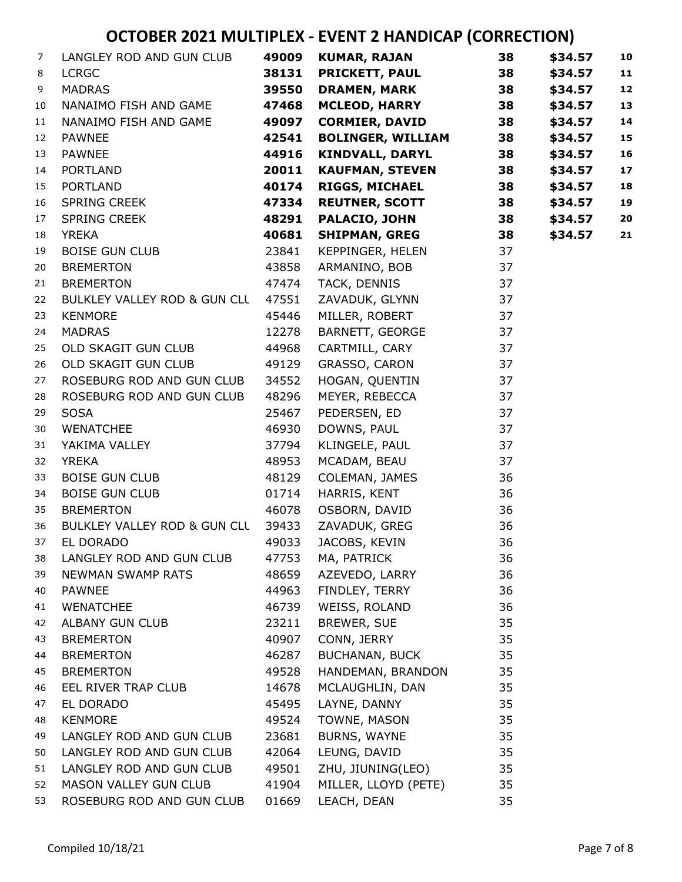# OCTOBER 2021 MULTIPLEX - EVENT 2 HANDICAP (CORRECTION)

| | | | | | | |
|---|---|---|---|---|---|---|
| 7 | LANGLEY ROD AND GUN CLUB | **49009** | **KUMAR, RAJAN** | **38** | **$34.57** | **10** |
| 8 | LCRGC | **38131** | **PRICKETT, PAUL** | **38** | **$34.57** | **11** |
| 9 | MADRAS | **39550** | **DRAMEN, MARK** | **38** | **$34.57** | **12** |
| 10 | NANAIMO FISH AND GAME | **47468** | **MCLEOD, HARRY** | **38** | **$34.57** | **13** |
| 11 | NANAIMO FISH AND GAME | **49097** | **CORMIER, DAVID** | **38** | **$34.57** | **14** |
| 12 | PAWNEE | **42541** | **BOLINGER, WILLIAM** | **38** | **$34.57** | **15** |
| 13 | PAWNEE | **44916** | **KINDVALL, DARYL** | **38** | **$34.57** | **16** |
| 14 | PORTLAND | **20011** | **KAUFMAN, STEVEN** | **38** | **$34.57** | **17** |
| 15 | PORTLAND | **40174** | **RIGGS, MICHAEL** | **38** | **$34.57** | **18** |
| 16 | SPRING CREEK | **47334** | **REUTNER, SCOTT** | **38** | **$34.57** | **19** |
| 17 | SPRING CREEK | **48291** | **PALACIO, JOHN** | **38** | **$34.57** | **20** |
| 18 | YREKA | **40681** | **SHIPMAN, GREG** | **38** | **$34.57** | **21** |
| 19 | BOISE GUN CLUB | 23841 | KEPPINGER, HELEN | 37 | | |
| 20 | BREMERTON | 43858 | ARMANINO, BOB | 37 | | |
| 21 | BREMERTON | 47474 | TACK, DENNIS | 37 | | |
| 22 | BULKLEY VALLEY ROD & GUN CLU | 47551 | ZAVADUK, GLYNN | 37 | | |
| 23 | KENMORE | 45446 | MILLER, ROBERT | 37 | | |
| 24 | MADRAS | 12278 | BARNETT, GEORGE | 37 | | |
| 25 | OLD SKAGIT GUN CLUB | 44968 | CARTMILL, CARY | 37 | | |
| 26 | OLD SKAGIT GUN CLUB | 49129 | GRASSO, CARON | 37 | | |
| 27 | ROSEBURG ROD AND GUN CLUB | 34552 | HOGAN, QUENTIN | 37 | | |
| 28 | ROSEBURG ROD AND GUN CLUB | 48296 | MEYER, REBECCA | 37 | | |
| 29 | SOSA | 25467 | PEDERSEN, ED | 37 | | |
| 30 | WENATCHEE | 46930 | DOWNS, PAUL | 37 | | |
| 31 | YAKIMA VALLEY | 37794 | KLINGELE, PAUL | 37 | | |
| 32 | YREKA | 48953 | MCADAM, BEAU | 37 | | |
| 33 | BOISE GUN CLUB | 48129 | COLEMAN, JAMES | 36 | | |
| 34 | BOISE GUN CLUB | 01714 | HARRIS, KENT | 36 | | |
| 35 | BREMERTON | 46078 | OSBORN, DAVID | 36 | | |
| 36 | BULKLEY VALLEY ROD & GUN CLU | 39433 | ZAVADUK, GREG | 36 | | |
| 37 | EL DORADO | 49033 | JACOBS, KEVIN | 36 | | |
| 38 | LANGLEY ROD AND GUN CLUB | 47753 | MA, PATRICK | 36 | | |
| 39 | NEWMAN SWAMP RATS | 48659 | AZEVEDO, LARRY | 36 | | |
| 40 | PAWNEE | 44963 | FINDLEY, TERRY | 36 | | |
| 41 | WENATCHEE | 46739 | WEISS, ROLAND | 36 | | |
| 42 | ALBANY GUN CLUB | 23211 | BREWER, SUE | 35 | | |
| 43 | BREMERTON | 40907 | CONN, JERRY | 35 | | |
| 44 | BREMERTON | 46287 | BUCHANAN, BUCK | 35 | | |
| 45 | BREMERTON | 49528 | HANDEMAN, BRANDON | 35 | | |
| 46 | EEL RIVER TRAP CLUB | 14678 | MCLAUGHLIN, DAN | 35 | | |
| 47 | EL DORADO | 45495 | LAYNE, DANNY | 35 | | |
| 48 | KENMORE | 49524 | TOWNE, MASON | 35 | | |
| 49 | LANGLEY ROD AND GUN CLUB | 23681 | BURNS, WAYNE | 35 | | |
| 50 | LANGLEY ROD AND GUN CLUB | 42064 | LEUNG, DAVID | 35 | | |
| 51 | LANGLEY ROD AND GUN CLUB | 49501 | ZHU, JIUNING(LEO) | 35 | | |
| 52 | MASON VALLEY GUN CLUB | 41904 | MILLER, LLOYD (PETE) | 35 | | |
| 53 | ROSEBURG ROD AND GUN CLUB | 01669 | LEACH, DEAN | 35 | | |

Compiled 10/18/21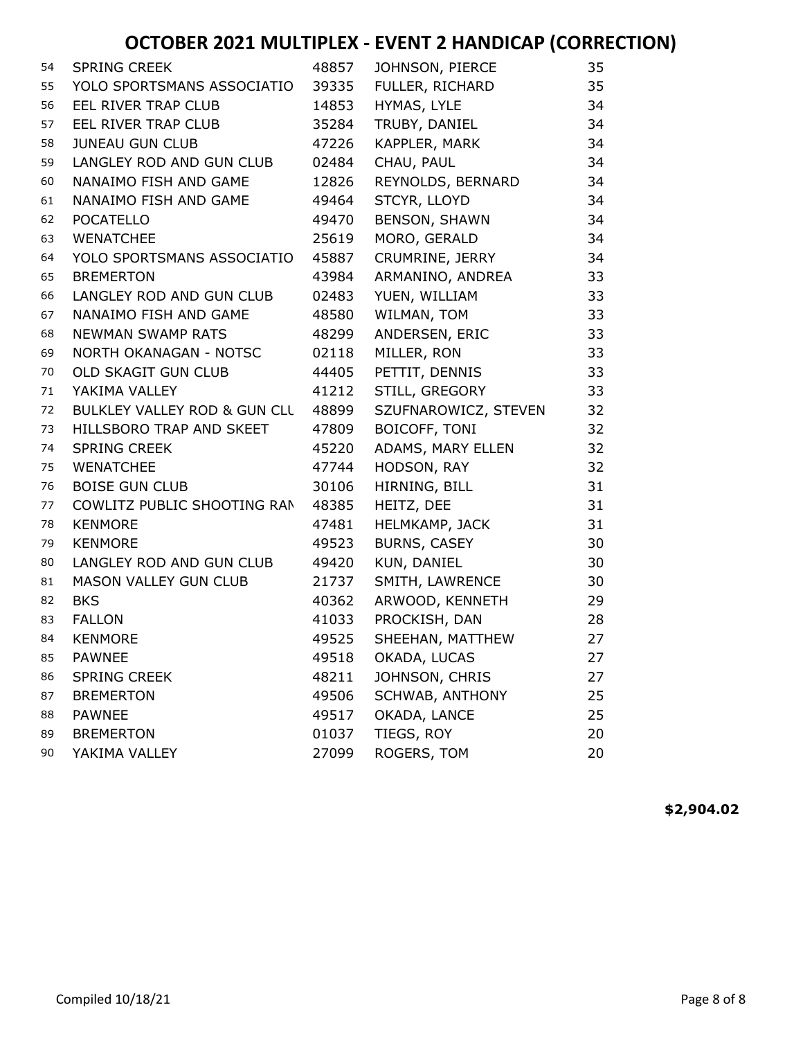# OCTOBER 2021 MULTIPLEX - EVENT 2 HANDICAP (CORRECTION)

| | | | | |
|---|---|---|---|---|
| 54 | SPRING CREEK | 48857 | JOHNSON, PIERCE | 35 |
| 55 | YOLO SPORTSMANS ASSOCIATIO | 39335 | FULLER, RICHARD | 35 |
| 56 | EEL RIVER TRAP CLUB | 14853 | HYMAS, LYLE | 34 |
| 57 | EEL RIVER TRAP CLUB | 35284 | TRUBY, DANIEL | 34 |
| 58 | JUNEAU GUN CLUB | 47226 | KAPPLER, MARK | 34 |
| 59 | LANGLEY ROD AND GUN CLUB | 02484 | CHAU, PAUL | 34 |
| 60 | NANAIMO FISH AND GAME | 12826 | REYNOLDS, BERNARD | 34 |
| 61 | NANAIMO FISH AND GAME | 49464 | STCYR, LLOYD | 34 |
| 62 | POCATELLO | 49470 | BENSON, SHAWN | 34 |
| 63 | WENATCHEE | 25619 | MORO, GERALD | 34 |
| 64 | YOLO SPORTSMANS ASSOCIATIO | 45887 | CRUMRINE, JERRY | 34 |
| 65 | BREMERTON | 43984 | ARMANINO, ANDREA | 33 |
| 66 | LANGLEY ROD AND GUN CLUB | 02483 | YUEN, WILLIAM | 33 |
| 67 | NANAIMO FISH AND GAME | 48580 | WILMAN, TOM | 33 |
| 68 | NEWMAN SWAMP RATS | 48299 | ANDERSEN, ERIC | 33 |
| 69 | NORTH OKANAGAN - NOTSC | 02118 | MILLER, RON | 33 |
| 70 | OLD SKAGIT GUN CLUB | 44405 | PETTIT, DENNIS | 33 |
| 71 | YAKIMA VALLEY | 41212 | STILL, GREGORY | 33 |
| 72 | BULKLEY VALLEY ROD & GUN CLU | 48899 | SZUFNAROWICZ, STEVEN | 32 |
| 73 | HILLSBORO TRAP AND SKEET | 47809 | BOICOFF, TONI | 32 |
| 74 | SPRING CREEK | 45220 | ADAMS, MARY ELLEN | 32 |
| 75 | WENATCHEE | 47744 | HODSON, RAY | 32 |
| 76 | BOISE GUN CLUB | 30106 | HIRNING, BILL | 31 |
| 77 | COWLITZ PUBLIC SHOOTING RAN | 48385 | HEITZ, DEE | 31 |
| 78 | KENMORE | 47481 | HELMKAMP, JACK | 31 |
| 79 | KENMORE | 49523 | BURNS, CASEY | 30 |
| 80 | LANGLEY ROD AND GUN CLUB | 49420 | KUN, DANIEL | 30 |
| 81 | MASON VALLEY GUN CLUB | 21737 | SMITH, LAWRENCE | 30 |
| 82 | BKS | 40362 | ARWOOD, KENNETH | 29 |
| 83 | FALLON | 41033 | PROCKISH, DAN | 28 |
| 84 | KENMORE | 49525 | SHEEHAN, MATTHEW | 27 |
| 85 | PAWNEE | 49518 | OKADA, LUCAS | 27 |
| 86 | SPRING CREEK | 48211 | JOHNSON, CHRIS | 27 |
| 87 | BREMERTON | 49506 | SCHWAB, ANTHONY | 25 |
| 88 | PAWNEE | 49517 | OKADA, LANCE | 25 |
| 89 | BREMERTON | 01037 | TIEGS, ROY | 20 |
| 90 | YAKIMA VALLEY | 27099 | ROGERS, TOM | 20 |

**$2,904.02**

Compiled 10/18/21